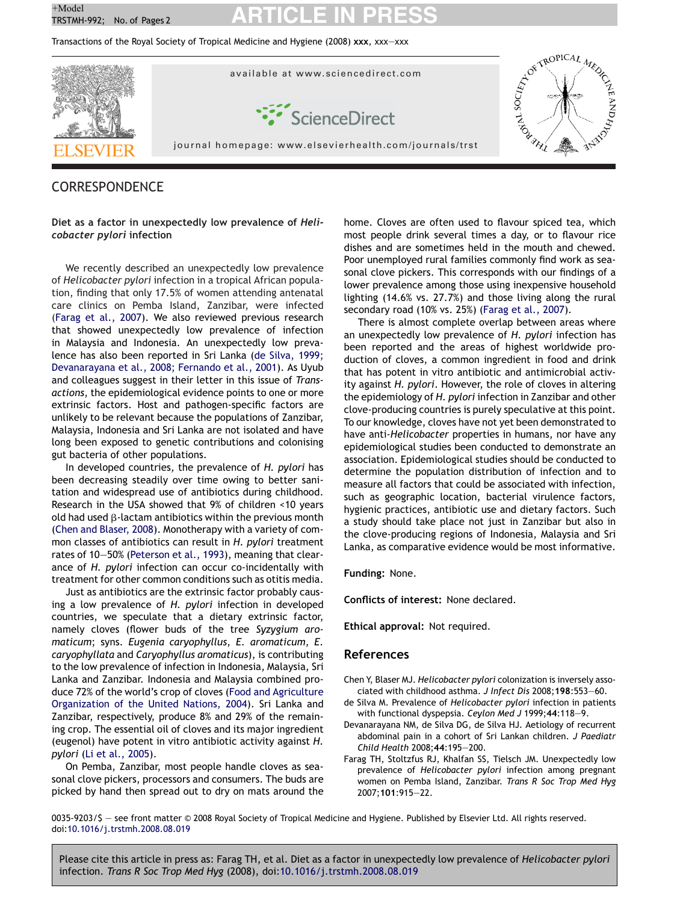## CORRESPONDENCE

### Diet as a factor in unexpectedly low prevalence of *Helicobacter pylori* infection

We recently described an unexpectedly low prevalence of *Helicobacter pylori* infection in a tropical African population, finding that only 17.5% of women attending antenatal care clinics on Pemba Island, Zanzibar, were infected (Farag et al., 2007). We also reviewed previous research that showed unexpectedly low prevalence of infection in Malaysia and Indonesia. An unexpectedly low prevalence has also been reported in Sri Lanka (de Silva, 1999; Devanarayana et al., 2008; Fernando et al., 2001). As Uyub and colleagues suggest in their letter in this issue of *Transactions*, the epidemiological evidence points to one or more extrinsic factors. Host and pathogen-specific factors are unlikely to be relevant because the populations of Zanzibar, Malaysia, Indonesia and Sri Lanka are not isolated and have long been exposed to genetic contributions and colonising gut bacteria of other populations.

In developed countries, the prevalence of *H. pylori* has been decreasing steadily over time owing to better sanitation and widespread use of antibiotics during childhood. Research in the USA showed that 9% of children <10 years old had used β-lactam antibiotics within the previous month (Chen and Blaser, 2008). Monotherapy with a variety of common classes of antibiotics can result in *H. pylori* treatment rates of 10—50% (Peterson et al., 1993), meaning that clearance of *H. pylori* infection can occur co-incidentally with treatment for other common conditions such as otitis media.

Just as antibiotics are the extrinsic factor probably causing a low prevalence of *H. pylori* infection in developed countries, we speculate that a dietary extrinsic factor, namely cloves (flower buds of the tree *Syzygium aromaticum*; syns. *Eugenia caryophyllus*, *E. aromaticum*, *E. caryophyllata* and *Caryophyllus aromaticus*), is contributing to the low prevalence of infection in Indonesia, Malaysia, Sri Lanka and Zanzibar. Indonesia and Malaysia combined produce 72% of the world's crop of cloves (Food and Agriculture Organization of the United Nations, 2004). Sri Lanka and Zanzibar, respectively, produce 8% and 29% of the remaining crop. The essential oil of cloves and its major ingredient (eugenol) have potent in vitro antibiotic activity against *H. pylori* (Li et al., 2005).

On Pemba, Zanzibar, most people handle cloves as seasonal clove pickers, processors and consumers. The buds are picked by hand then spread out to dry on mats around the home. Cloves are often used to flavour spiced tea, which most people drink several times a day, or to flavour rice dishes and are sometimes held in the mouth and chewed. Poor unemployed rural families commonly find work as seasonal clove pickers. This corresponds with our findings of a lower prevalence among those using inexpensive household lighting (14.6% vs. 27.7%) and those living along the rural secondary road (10% vs. 25%) (Farag et al., 2007).

There is almost complete overlap between areas where an unexpectedly low prevalence of *H. pylori* infection has been reported and the areas of highest worldwide production of cloves, a common ingredient in food and drink that has potent in vitro antibiotic and antimicrobial activity against *H. pylori*. However, the role of cloves in altering the epidemiology of *H. pylori* infection in Zanzibar and other clove-producing countries is purely speculative at this point. To our knowledge, cloves have not yet been demonstrated to have anti-*Helicobacter* properties in humans, nor have any epidemiological studies been conducted to demonstrate an association. Epidemiological studies should be conducted to determine the population distribution of infection and to measure all factors that could be associated with infection, such as geographic location, bacterial virulence factors, hygienic practices, antibiotic use and dietary factors. Such a study should take place not just in Zanzibar but also in the clove-producing regions of Indonesia, Malaysia and Sri Lanka, as comparative evidence would be most informative.

**Funding:** None.

**Conflicts of interest:** None declared.

**Ethical approval:** Not required.

## References

Chen Y, Blaser MJ. *Helicobacter pylori* colonization is inversely associated with childhood asthma. *J Infect Dis* 2008;**198**:553—60.

de Silva M. Prevalence of *Helicobacter pylori* infection in patients with functional dyspepsia. *Ceylon Med J* 1999;**44**:118—9.

Devanarayana NM, de Silva DG, de Silva HJ. Aetiology of recurrent abdominal pain in a cohort of Sri Lankan children. *J Paediatr Child Health* 2008;**44**:195—200.

Farag TH, Stoltzfus RJ, Khalfan SS, Tielsch JM. Unexpectedly low prevalence of *Helicobacter pylori* infection among pregnant women on Pemba Island, Zanzibar. *Trans R Soc Trop Med Hyg* 2007;**101**:915—22.

0035-9203/$ — see front matter © 2008 Royal Society of Tropical Medicine and Hygiene. Published by Elsevier Ltd. All rights reserved.
doi:10.1016/j.trstmh.2008.08.019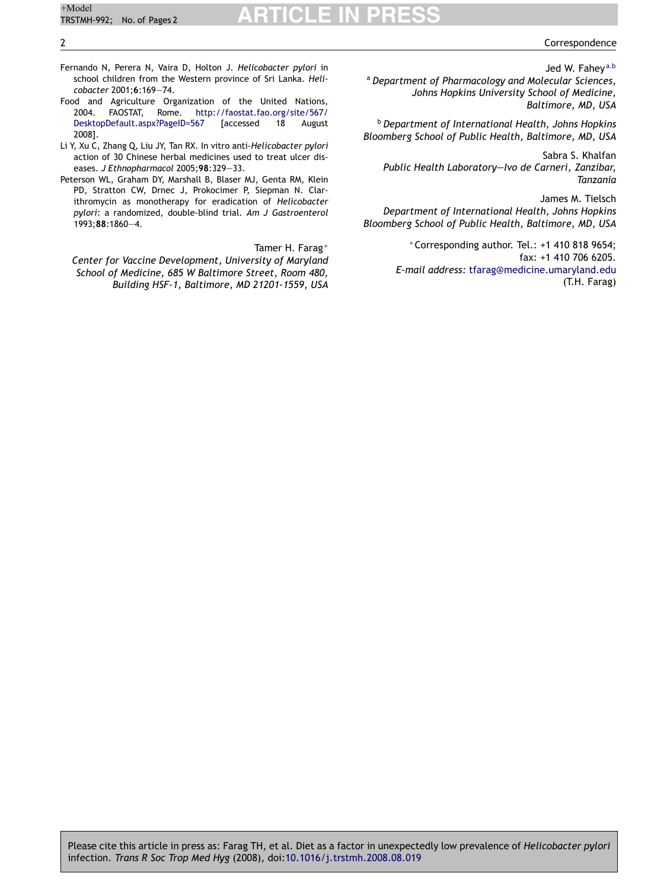Fernando N, Perera N, Vaira D, Holton J. *Helicobacter pylori* in school children from the Western province of Sri Lanka. *Helicobacter* 2001;**6**:169—74.

Food and Agriculture Organization of the United Nations, 2004. FAOSTAT, Rome. http://faostat.fao.org/site/567/DesktopDefault.aspx?PageID=567 [accessed 18 August 2008].

Li Y, Xu C, Zhang Q, Liu JY, Tan RX. In vitro anti-*Helicobacter pylori* action of 30 Chinese herbal medicines used to treat ulcer diseases. *J Ethnopharmacol* 2005;**98**:329—33.

Peterson WL, Graham DY, Marshall B, Blaser MJ, Genta RM, Klein PD, Stratton CW, Drnec J, Prokocimer P, Siepman N. Clarithromycin as monotherapy for eradication of *Helicobacter pylori*: a randomized, double-blind trial. *Am J Gastroenterol* 1993;**88**:1860—4.

Tamer H. Farag*

*Center for Vaccine Development, University of Maryland School of Medicine, 685 W Baltimore Street, Room 480, Building HSF-1, Baltimore, MD 21201-1559, USA*

Jed W. Fahey[a,b]

[a] *Department of Pharmacology and Molecular Sciences, Johns Hopkins University School of Medicine, Baltimore, MD, USA*

[b] *Department of International Health, Johns Hopkins Bloomberg School of Public Health, Baltimore, MD, USA*

Sabra S. Khalfan

*Public Health Laboratory—Ivo de Carneri, Zanzibar, Tanzania*

James M. Tielsch

*Department of International Health, Johns Hopkins Bloomberg School of Public Health, Baltimore, MD, USA*

* Corresponding author. Tel.: +1 410 818 9654; fax: +1 410 706 6205.
*E-mail address:* tfarag@medicine.umaryland.edu (T.H. Farag)

Please cite this article in press as: Farag TH, et al. Diet as a factor in unexpectedly low prevalence of *Helicobacter pylori* infection. *Trans R Soc Trop Med Hyg* (2008), doi:10.1016/j.trstmh.2008.08.019